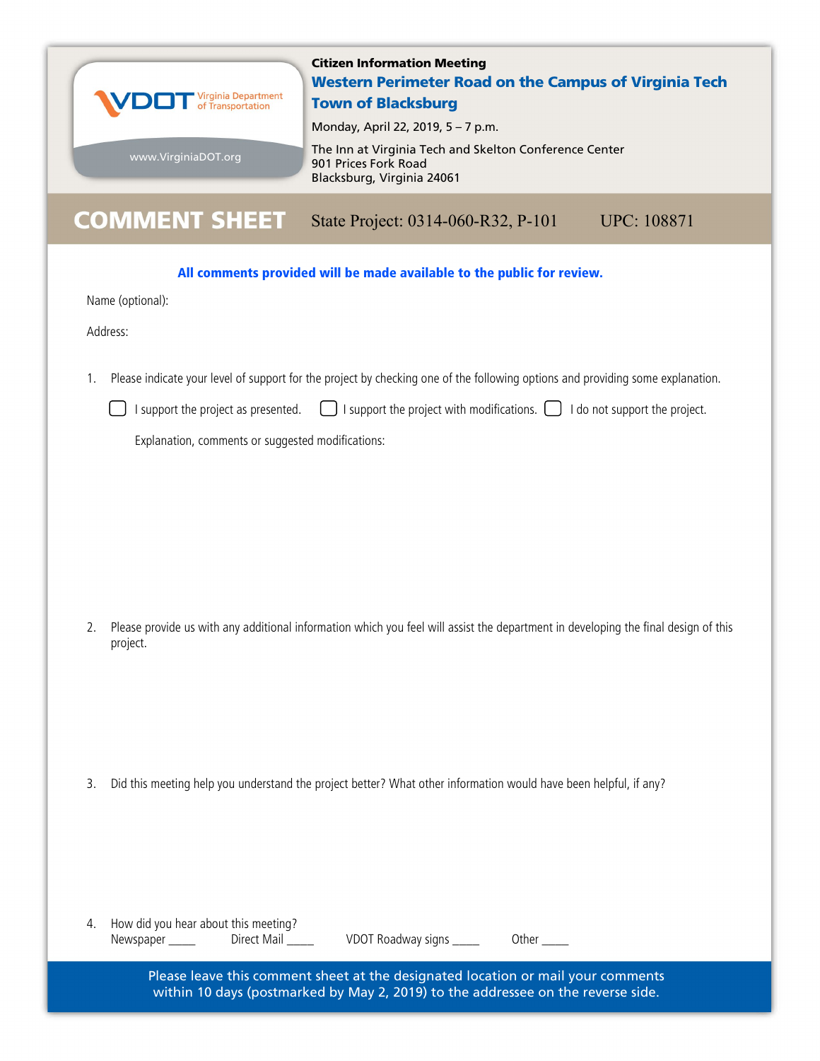VDOT Virginia Department of Transportation

www.VirginiaDOT.org

**Citizen Information Meeting**

## Western Perimeter Road on the Campus of Virginia Tech
## Town of Blacksburg

Monday, April 22, 2019, 5 – 7 p.m.

The Inn at Virginia Tech and Skelton Conference Center
901 Prices Fork Road
Blacksburg, Virginia 24061

# COMMENT SHEET

State Project: 0314-060-R32, P-101 UPC: 108871

**All comments provided will be made available to the public for review.**

Name (optional):

Address:

1. Please indicate your level of support for the project by checking one of the following options and providing some explanation.

   ☐ I support the project as presented. ☐ I support the project with modifications. ☐ I do not support the project.

   Explanation, comments or suggested modifications:

2. Please provide us with any additional information which you feel will assist the department in developing the final design of this project.

3. Did this meeting help you understand the project better? What other information would have been helpful, if any?

4. How did you hear about this meeting?
   Newspaper _____ Direct Mail _____ VDOT Roadway signs _____ Other _____

Please leave this comment sheet at the designated location or mail your comments within 10 days (postmarked by May 2, 2019) to the addressee on the reverse side.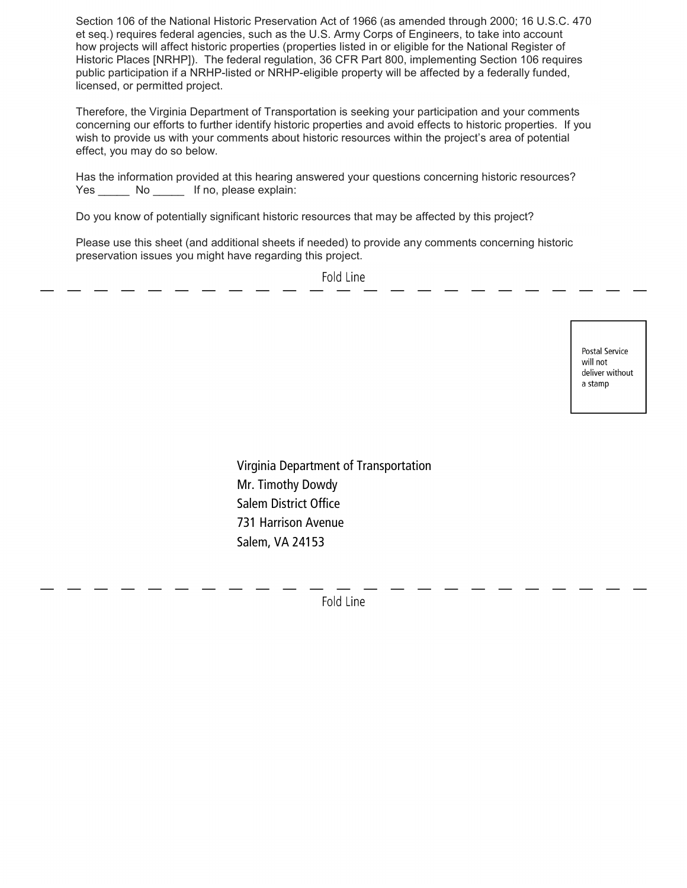Section 106 of the National Historic Preservation Act of 1966 (as amended through 2000; 16 U.S.C. 470 et seq.) requires federal agencies, such as the U.S. Army Corps of Engineers, to take into account how projects will affect historic properties (properties listed in or eligible for the National Register of Historic Places [NRHP]). The federal regulation, 36 CFR Part 800, implementing Section 106 requires public participation if a NRHP-listed or NRHP-eligible property will be affected by a federally funded, licensed, or permitted project.

Therefore, the Virginia Department of Transportation is seeking your participation and your comments concerning our efforts to further identify historic properties and avoid effects to historic properties. If you wish to provide us with your comments about historic resources within the project's area of potential effect, you may do so below.

Has the information provided at this hearing answered your questions concerning historic resources?
Yes _____ No _____ If no, please explain:

Do you know of potentially significant historic resources that may be affected by this project?

Please use this sheet (and additional sheets if needed) to provide any comments concerning historic preservation issues you might have regarding this project.

Fold Line

Postal Service will not deliver without a stamp

Virginia Department of Transportation
Mr. Timothy Dowdy
Salem District Office
731 Harrison Avenue
Salem, VA 24153

Fold Line